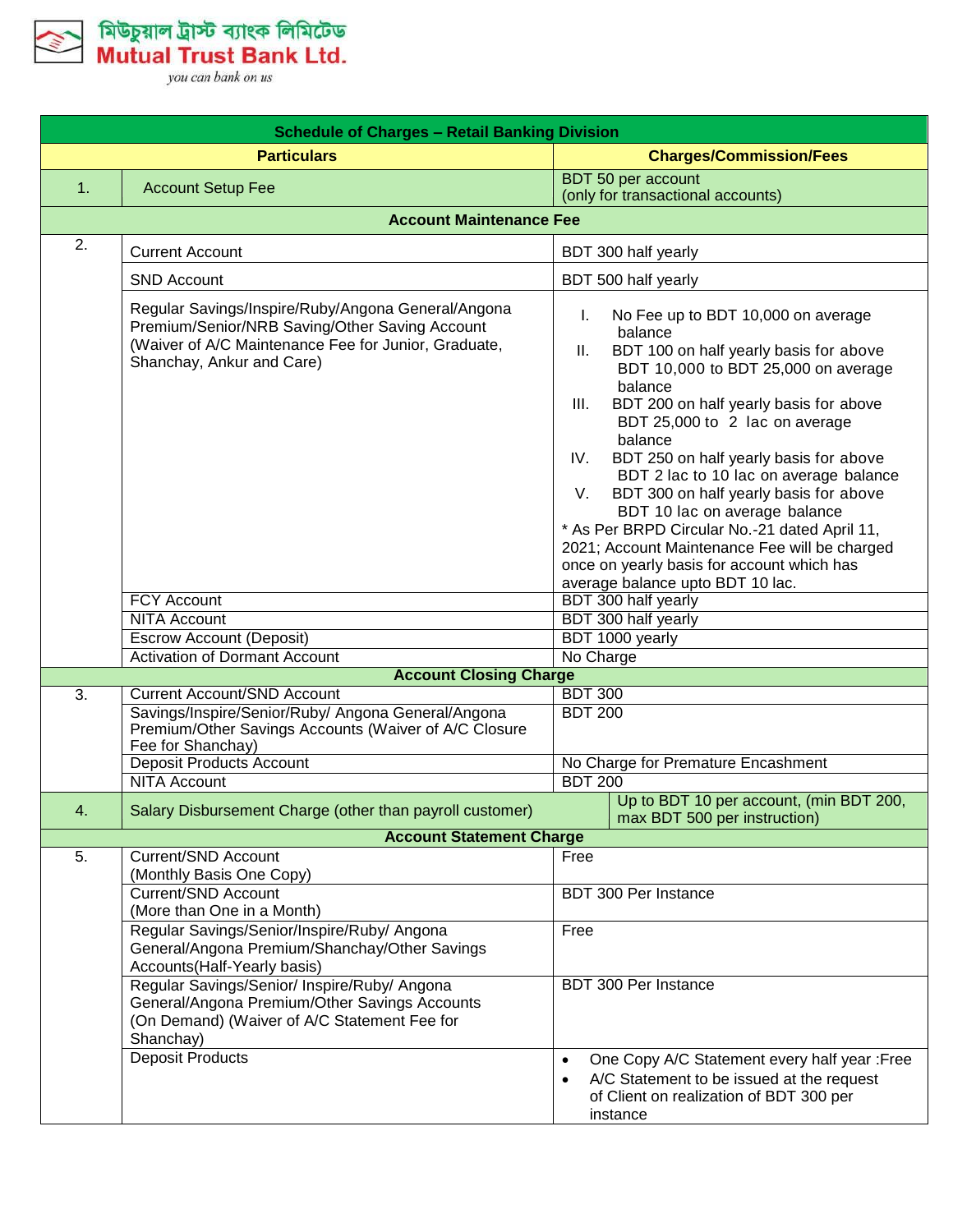মিউচুয়াল ট্রাস্ট ব্যাংক লিমিটেড
**Mutual Trust Bank Ltd.**
*you can bank on us*

| Schedule of Charges – Retail Banking Division | | |
|---|---|---|
| **Particulars** | | **Charges/Commission/Fees** |
| 1. | Account Setup Fee | BDT 50 per account (only for transactional accounts) |
| **Account Maintenance Fee** | | |
| 2. | Current Account | BDT 300 half yearly |
| | SND Account | BDT 500 half yearly |
| | Regular Savings/Inspire/Ruby/Angona General/Angona Premium/Senior/NRB Saving/Other Saving Account (Waiver of A/C Maintenance Fee for Junior, Graduate, Shanchay, Ankur and Care) | I. No Fee up to BDT 10,000 on average balance<br>II. BDT 100 on half yearly basis for above BDT 10,000 to BDT 25,000 on average balance<br>III. BDT 200 on half yearly basis for above BDT 25,000 to 2 lac on average balance<br>IV. BDT 250 on half yearly basis for above BDT 2 lac to 10 lac on average balance<br>V. BDT 300 on half yearly basis for above BDT 10 lac on average balance<br>* As Per BRPD Circular No.-21 dated April 11, 2021; Account Maintenance Fee will be charged once on yearly basis for account which has average balance upto BDT 10 lac. |
| | FCY Account | BDT 300 half yearly |
| | NITA Account | BDT 300 half yearly |
| | Escrow Account (Deposit) | BDT 1000 yearly |
| | Activation of Dormant Account | No Charge |
| **Account Closing Charge** | | |
| 3. | Current Account/SND Account | BDT 300 |
| | Savings/Inspire/Senior/Ruby/ Angona General/Angona Premium/Other Savings Accounts (Waiver of A/C Closure Fee for Shanchay) | BDT 200 |
| | Deposit Products Account | No Charge for Premature Encashment |
| | NITA Account | BDT 200 |
| 4. | Salary Disbursement Charge (other than payroll customer) | Up to BDT 10 per account, (min BDT 200, max BDT 500 per instruction) |
| **Account Statement Charge** | | |
| 5. | Current/SND Account (Monthly Basis One Copy) | Free |
| | Current/SND Account (More than One in a Month) | BDT 300 Per Instance |
| | Regular Savings/Senior/Inspire/Ruby/ Angona General/Angona Premium/Shanchay/Other Savings Accounts(Half-Yearly basis) | Free |
| | Regular Savings/Senior/ Inspire/Ruby/ Angona General/Angona Premium/Other Savings Accounts (On Demand) (Waiver of A/C Statement Fee for Shanchay) | BDT 300 Per Instance |
| | Deposit Products | • One Copy A/C Statement every half year :Free<br>• A/C Statement to be issued at the request of Client on realization of BDT 300 per instance |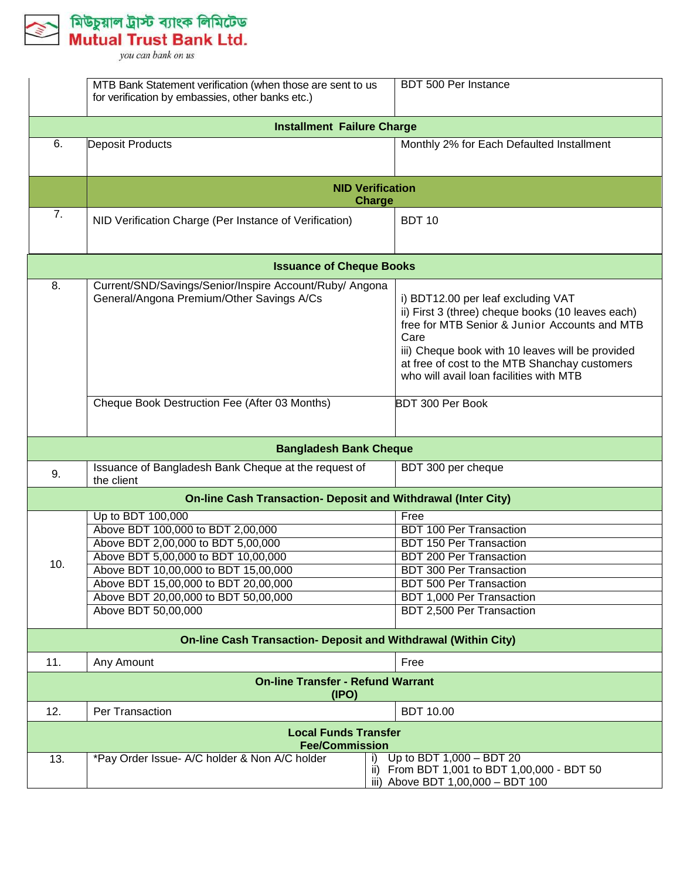| | | |
|---|---|---|
| | MTB Bank Statement verification (when those are sent to us for verification by embassies, other banks etc.) | BDT 500 Per Instance |
| | **Installment Failure Charge** | |
| 6. | Deposit Products | Monthly 2% for Each Defaulted Installment |
| | **NID Verification Charge** | |
| 7. | NID Verification Charge (Per Instance of Verification) | BDT 10 |
| | **Issuance of Cheque Books** | |
| 8. | Current/SND/Savings/Senior/Inspire Account/Ruby/ Angona General/Angona Premium/Other Savings A/Cs | i) BDT12.00 per leaf excluding VAT<br>ii) First 3 (three) cheque books (10 leaves each) free for MTB Senior & Junior Accounts and MTB Care<br>iii) Cheque book with 10 leaves will be provided at free of cost to the MTB Shanchay customers who will avail loan facilities with MTB |
| | Cheque Book Destruction Fee (After 03 Months) | BDT 300 Per Book |
| | **Bangladesh Bank Cheque** | |
| 9. | Issuance of Bangladesh Bank Cheque at the request of the client | BDT 300 per cheque |
| | **On-line Cash Transaction- Deposit and Withdrawal (Inter City)** | |
| 10. | Up to BDT 100,000 | Free |
| | Above BDT 100,000 to BDT 2,00,000 | BDT 100 Per Transaction |
| | Above BDT 2,00,000 to BDT 5,00,000 | BDT 150 Per Transaction |
| | Above BDT 5,00,000 to BDT 10,00,000 | BDT 200 Per Transaction |
| | Above BDT 10,00,000 to BDT 15,00,000 | BDT 300 Per Transaction |
| | Above BDT 15,00,000 to BDT 20,00,000 | BDT 500 Per Transaction |
| | Above BDT 20,00,000 to BDT 50,00,000 | BDT 1,000 Per Transaction |
| | Above BDT 50,00,000 | BDT 2,500 Per Transaction |
| | **On-line Cash Transaction- Deposit and Withdrawal (Within City)** | |
| 11. | Any Amount | Free |
| | **On-line Transfer - Refund Warrant (IPO)** | |
| 12. | Per Transaction | BDT 10.00 |
| | **Local Funds Transfer Fee/Commission** | |
| 13. | *Pay Order Issue- A/C holder & Non A/C holder | i) Up to BDT 1,000 – BDT 20<br>ii) From BDT 1,001 to BDT 1,00,000 - BDT 50<br>iii) Above BDT 1,00,000 – BDT 100 |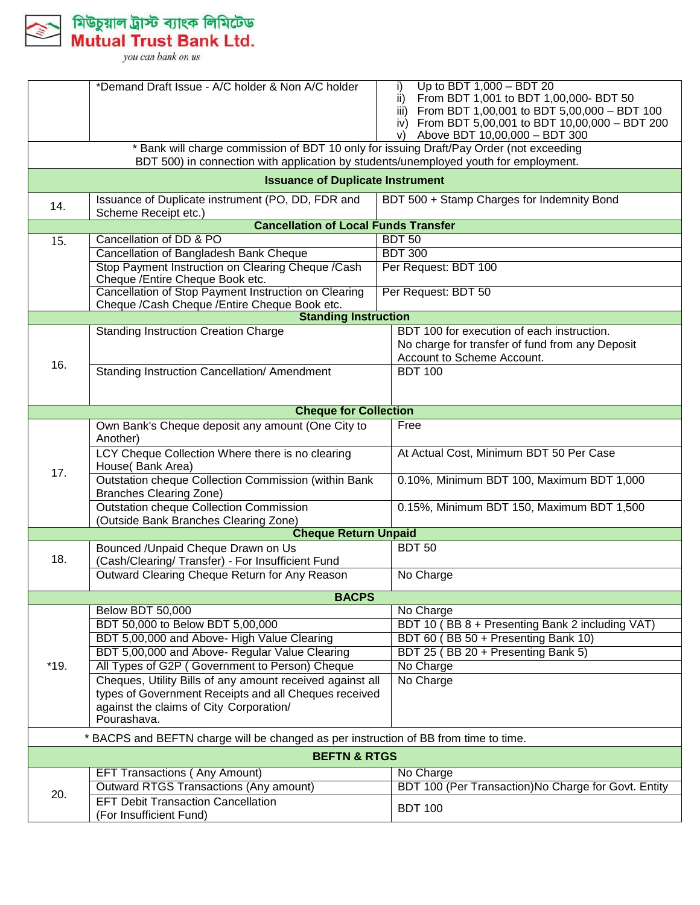মিউচুয়াল ট্রাস্ট ব্যাংক লিমিটেড
**Mutual Trust Bank Ltd.**
*you can bank on us*

| | | |
|---|---|---|
| | *Demand Draft Issue - A/C holder & Non A/C holder | i) Up to BDT 1,000 – BDT 20<br>ii) From BDT 1,001 to BDT 1,00,000- BDT 50<br>iii) From BDT 1,00,001 to BDT 5,00,000 – BDT 100<br>iv) From BDT 5,00,001 to BDT 10,00,000 – BDT 200<br>v) Above BDT 10,00,000 – BDT 300 |
| * Bank will charge commission of BDT 10 only for issuing Draft/Pay Order (not exceeding BDT 500) in connection with application by students/unemployed youth for employment. | | |
| **Issuance of Duplicate Instrument** | | |
| 14. | Issuance of Duplicate instrument (PO, DD, FDR and Scheme Receipt etc.) | BDT 500 + Stamp Charges for Indemnity Bond |
| **Cancellation of Local Funds Transfer** | | |
| 15. | Cancellation of DD & PO | BDT 50 |
| | Cancellation of Bangladesh Bank Cheque | BDT 300 |
| | Stop Payment Instruction on Clearing Cheque /Cash Cheque /Entire Cheque Book etc. | Per Request: BDT 100 |
| | Cancellation of Stop Payment Instruction on Clearing Cheque /Cash Cheque /Entire Cheque Book etc. | Per Request: BDT 50 |
| **Standing Instruction** | | |
| 16. | Standing Instruction Creation Charge | BDT 100 for execution of each instruction.<br>No charge for transfer of fund from any Deposit Account to Scheme Account. |
| | Standing Instruction Cancellation/ Amendment | BDT 100 |
| **Cheque for Collection** | | |
| 17. | Own Bank's Cheque deposit any amount (One City to Another) | Free |
| | LCY Cheque Collection Where there is no clearing House( Bank Area) | At Actual Cost, Minimum BDT 50 Per Case |
| | Outstation cheque Collection Commission (within Bank Branches Clearing Zone) | 0.10%, Minimum BDT 100, Maximum BDT 1,000 |
| | Outstation cheque Collection Commission (Outside Bank Branches Clearing Zone) | 0.15%, Minimum BDT 150, Maximum BDT 1,500 |
| **Cheque Return Unpaid** | | |
| 18. | Bounced /Unpaid Cheque Drawn on Us (Cash/Clearing/ Transfer) - For Insufficient Fund | BDT 50 |
| | Outward Clearing Cheque Return for Any Reason | No Charge |
| **BACPS** | | |
| *19. | Below BDT 50,000 | No Charge |
| | BDT 50,000 to Below BDT 5,00,000 | BDT 10 ( BB 8 + Presenting Bank 2 including VAT) |
| | BDT 5,00,000 and Above- High Value Clearing | BDT 60 ( BB 50 + Presenting Bank 10) |
| | BDT 5,00,000 and Above- Regular Value Clearing | BDT 25 ( BB 20 + Presenting Bank 5) |
| | All Types of G2P ( Government to Person) Cheque | No Charge |
| | Cheques, Utility Bills of any amount received against all types of Government Receipts and all Cheques received against the claims of City Corporation/ Pourashava. | No Charge |
| * BACPS and BEFTN charge will be changed as per instruction of BB from time to time. | | |
| **BEFTN & RTGS** | | |
| 20. | EFT Transactions ( Any Amount) | No Charge |
| | Outward RTGS Transactions (Any amount) | BDT 100 (Per Transaction)No Charge for Govt. Entity |
| | EFT Debit Transaction Cancellation (For Insufficient Fund) | BDT 100 |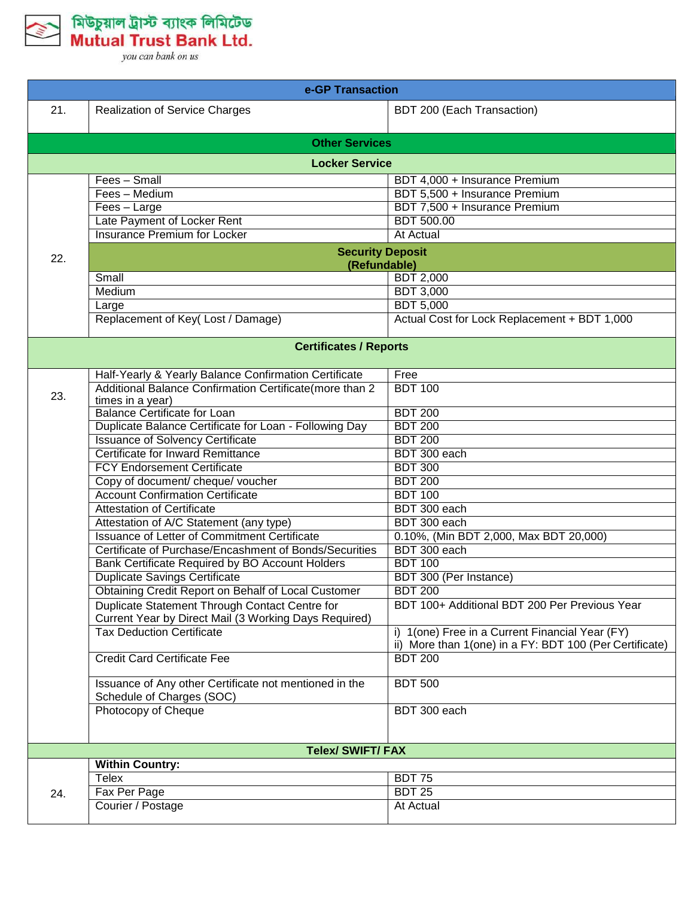| | e-GP Transaction | |
|---|---|---|
| 21. | Realization of Service Charges | BDT 200 (Each Transaction) |
| | **Other Services** | |
| | **Locker Service** | |
| 22. | Fees – Small | BDT 4,000 + Insurance Premium |
| | Fees – Medium | BDT 5,500 + Insurance Premium |
| | Fees – Large | BDT 7,500 + Insurance Premium |
| | Late Payment of Locker Rent | BDT 500.00 |
| | Insurance Premium for Locker | At Actual |
| | **Security Deposit (Refundable)** | |
| | Small | BDT 2,000 |
| | Medium | BDT 3,000 |
| | Large | BDT 5,000 |
| | Replacement of Key( Lost / Damage) | Actual Cost for Lock Replacement + BDT 1,000 |
| | **Certificates / Reports** | |
| 23. | Half-Yearly & Yearly Balance Confirmation Certificate | Free |
| | Additional Balance Confirmation Certificate(more than 2 times in a year) | BDT 100 |
| | Balance Certificate for Loan | BDT 200 |
| | Duplicate Balance Certificate for Loan - Following Day | BDT 200 |
| | Issuance of Solvency Certificate | BDT 200 |
| | Certificate for Inward Remittance | BDT 300 each |
| | FCY Endorsement Certificate | BDT 300 |
| | Copy of document/ cheque/ voucher | BDT 200 |
| | Account Confirmation Certificate | BDT 100 |
| | Attestation of Certificate | BDT 300 each |
| | Attestation of A/C Statement (any type) | BDT 300 each |
| | Issuance of Letter of Commitment Certificate | 0.10%, (Min BDT 2,000, Max BDT 20,000) |
| | Certificate of Purchase/Encashment of Bonds/Securities | BDT 300 each |
| | Bank Certificate Required by BO Account Holders | BDT 100 |
| | Duplicate Savings Certificate | BDT 300 (Per Instance) |
| | Obtaining Credit Report on Behalf of Local Customer | BDT 200 |
| | Duplicate Statement Through Contact Centre for Current Year by Direct Mail (3 Working Days Required) | BDT 100+ Additional BDT 200 Per Previous Year |
| | Tax Deduction Certificate | i) 1(one) Free in a Current Financial Year (FY)<br>ii) More than 1(one) in a FY: BDT 100 (Per Certificate) |
| | Credit Card Certificate Fee | BDT 200 |
| | Issuance of Any other Certificate not mentioned in the Schedule of Charges (SOC) | BDT 500 |
| | Photocopy of Cheque | BDT 300 each |
| | **Telex/ SWIFT/ FAX** | |
| 24. | **Within Country:** | |
| | Telex | BDT 75 |
| | Fax Per Page | BDT 25 |
| | Courier / Postage | At Actual |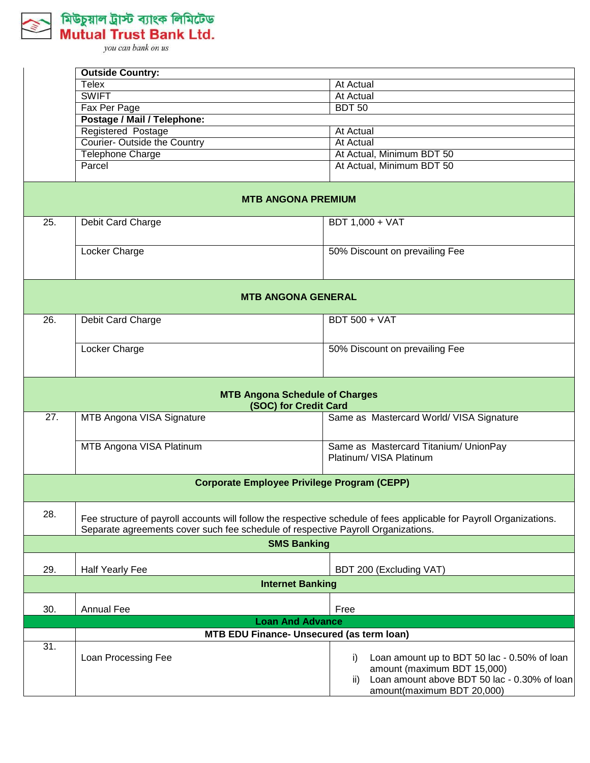| | | |
|---|---|---|
| | **Outside Country:** | |
| | Telex | At Actual |
| | SWIFT | At Actual |
| | Fax Per Page | BDT 50 |
| | **Postage / Mail / Telephone:** | |
| | Registered Postage | At Actual |
| | Courier- Outside the Country | At Actual |
| | Telephone Charge | At Actual, Minimum BDT 50 |
| | Parcel | At Actual, Minimum BDT 50 |
| **MTB ANGONA PREMIUM** | | |
| 25. | Debit Card Charge | BDT 1,000 + VAT |
| | Locker Charge | 50% Discount on prevailing Fee |
| **MTB ANGONA GENERAL** | | |
| 26. | Debit Card Charge | BDT 500 + VAT |
| | Locker Charge | 50% Discount on prevailing Fee |
| **MTB Angona Schedule of Charges (SOC) for Credit Card** | | |
| 27. | MTB Angona VISA Signature | Same as Mastercard World/ VISA Signature |
| | MTB Angona VISA Platinum | Same as Mastercard Titanium/ UnionPay Platinum/ VISA Platinum |
| **Corporate Employee Privilege Program (CEPP)** | | |
| 28. | Fee structure of payroll accounts will follow the respective schedule of fees applicable for Payroll Organizations. Separate agreements cover such fee schedule of respective Payroll Organizations. | |
| **SMS Banking** | | |
| 29. | Half Yearly Fee | BDT 200 (Excluding VAT) |
| **Internet Banking** | | |
| 30. | Annual Fee | Free |
| **Loan And Advance** | | |
| | **MTB EDU Finance- Unsecured (as term loan)** | |
| 31. | Loan Processing Fee | i) Loan amount up to BDT 50 lac - 0.50% of loan amount (maximum BDT 15,000)<br>ii) Loan amount above BDT 50 lac - 0.30% of loan amount(maximum BDT 20,000) |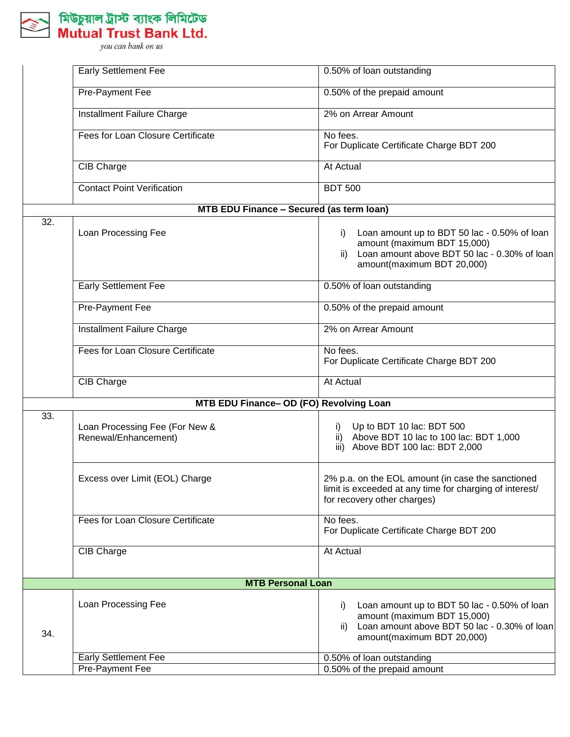| | | |
|---|---|---|
| | Early Settlement Fee | 0.50% of loan outstanding |
| | Pre-Payment Fee | 0.50% of the prepaid amount |
| | Installment Failure Charge | 2% on Arrear Amount |
| | Fees for Loan Closure Certificate | No fees.<br>For Duplicate Certificate Charge BDT 200 |
| | CIB Charge | At Actual |
| | Contact Point Verification | BDT 500 |
| | **MTB EDU Finance – Secured (as term loan)** | |
| 32. | Loan Processing Fee | i) Loan amount up to BDT 50 lac - 0.50% of loan amount (maximum BDT 15,000)<br>ii) Loan amount above BDT 50 lac - 0.30% of loan amount(maximum BDT 20,000) |
| | Early Settlement Fee | 0.50% of loan outstanding |
| | Pre-Payment Fee | 0.50% of the prepaid amount |
| | Installment Failure Charge | 2% on Arrear Amount |
| | Fees for Loan Closure Certificate | No fees.<br>For Duplicate Certificate Charge BDT 200 |
| | CIB Charge | At Actual |
| | **MTB EDU Finance– OD (FO) Revolving Loan** | |
| 33. | Loan Processing Fee (For New & Renewal/Enhancement) | i) Up to BDT 10 lac: BDT 500<br>ii) Above BDT 10 lac to 100 lac: BDT 1,000<br>iii) Above BDT 100 lac: BDT 2,000 |
| | Excess over Limit (EOL) Charge | 2% p.a. on the EOL amount (in case the sanctioned limit is exceeded at any time for charging of interest/ for recovery other charges) |
| | Fees for Loan Closure Certificate | No fees.<br>For Duplicate Certificate Charge BDT 200 |
| | CIB Charge | At Actual |
| | **MTB Personal Loan** | |
| 34. | Loan Processing Fee | i) Loan amount up to BDT 50 lac - 0.50% of loan amount (maximum BDT 15,000)<br>ii) Loan amount above BDT 50 lac - 0.30% of loan amount(maximum BDT 20,000) |
| | Early Settlement Fee | 0.50% of loan outstanding |
| | Pre-Payment Fee | 0.50% of the prepaid amount |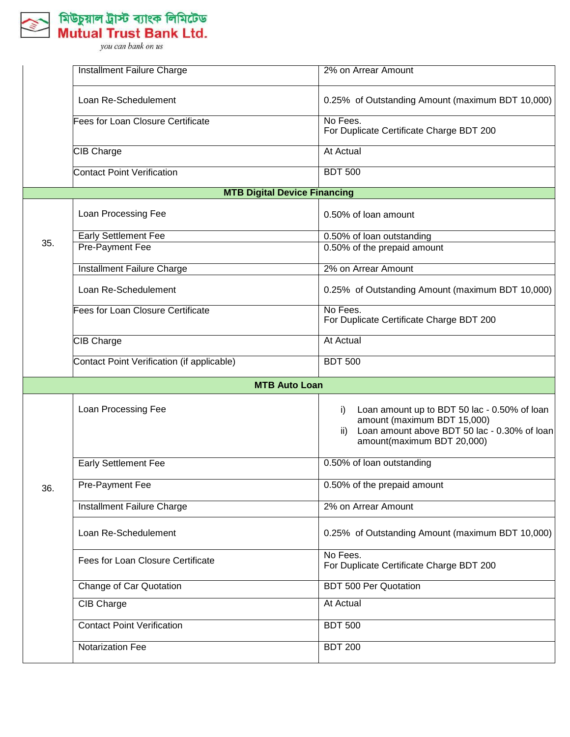| | | |
|---|---|---|
| | Installment Failure Charge | 2% on Arrear Amount |
| | Loan Re-Schedulement | 0.25% of Outstanding Amount (maximum BDT 10,000) |
| | Fees for Loan Closure Certificate | No Fees.<br>For Duplicate Certificate Charge BDT 200 |
| | CIB Charge | At Actual |
| | Contact Point Verification | BDT 500 |
| **MTB Digital Device Financing** | | |
| 35. | Loan Processing Fee | 0.50% of loan amount |
| | Early Settlement Fee | 0.50% of loan outstanding |
| | Pre-Payment Fee | 0.50% of the prepaid amount |
| | Installment Failure Charge | 2% on Arrear Amount |
| | Loan Re-Schedulement | 0.25% of Outstanding Amount (maximum BDT 10,000) |
| | Fees for Loan Closure Certificate | No Fees.<br>For Duplicate Certificate Charge BDT 200 |
| | CIB Charge | At Actual |
| | Contact Point Verification (if applicable) | BDT 500 |
| **MTB Auto Loan** | | |
| 36. | Loan Processing Fee | i) Loan amount up to BDT 50 lac - 0.50% of loan amount (maximum BDT 15,000)<br>ii) Loan amount above BDT 50 lac - 0.30% of loan amount(maximum BDT 20,000) |
| | Early Settlement Fee | 0.50% of loan outstanding |
| | Pre-Payment Fee | 0.50% of the prepaid amount |
| | Installment Failure Charge | 2% on Arrear Amount |
| | Loan Re-Schedulement | 0.25% of Outstanding Amount (maximum BDT 10,000) |
| | Fees for Loan Closure Certificate | No Fees.<br>For Duplicate Certificate Charge BDT 200 |
| | Change of Car Quotation | BDT 500 Per Quotation |
| | CIB Charge | At Actual |
| | Contact Point Verification | BDT 500 |
| | Notarization Fee | BDT 200 |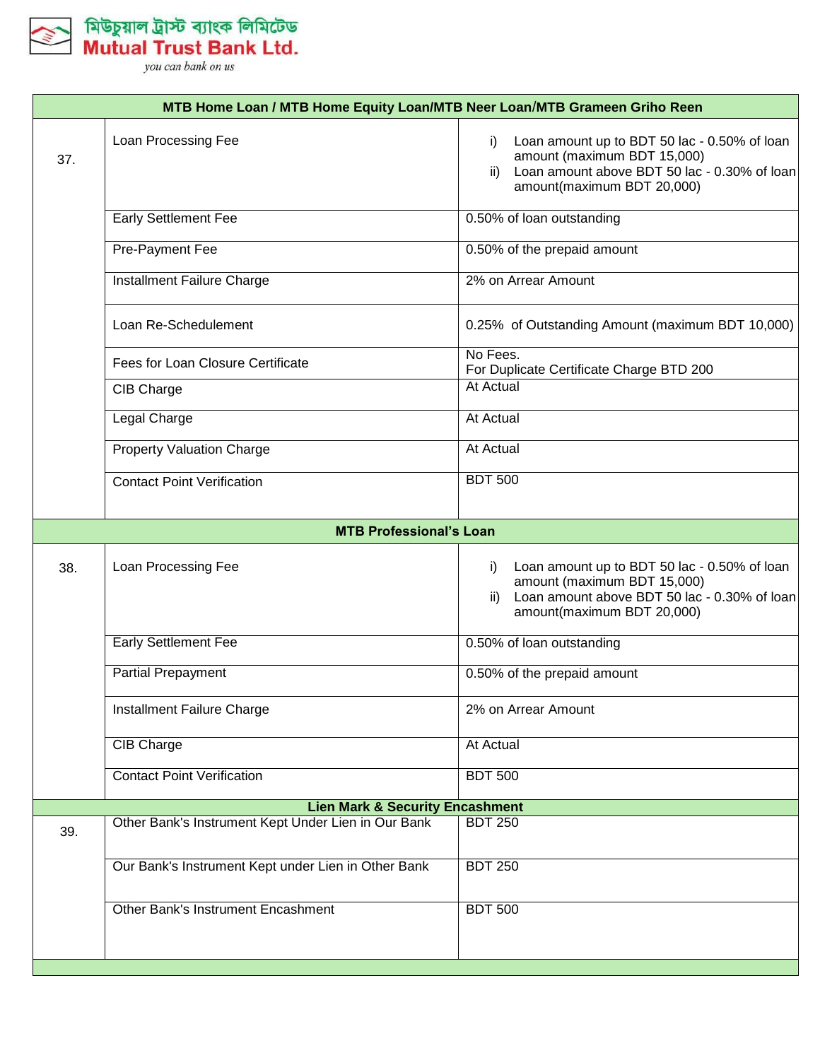| MTB Home Loan / MTB Home Equity Loan/MTB Neer Loan/MTB Grameen Griho Reen | | |
|---|---|---|
| 37. | Loan Processing Fee | i) Loan amount up to BDT 50 lac - 0.50% of loan amount (maximum BDT 15,000)<br>ii) Loan amount above BDT 50 lac - 0.30% of loan amount(maximum BDT 20,000) |
| | Early Settlement Fee | 0.50% of loan outstanding |
| | Pre-Payment Fee | 0.50% of the prepaid amount |
| | Installment Failure Charge | 2% on Arrear Amount |
| | Loan Re-Schedulement | 0.25% of Outstanding Amount (maximum BDT 10,000) |
| | Fees for Loan Closure Certificate | No Fees.<br>For Duplicate Certificate Charge BTD 200 |
| | CIB Charge | At Actual |
| | Legal Charge | At Actual |
| | Property Valuation Charge | At Actual |
| | Contact Point Verification | BDT 500 |
| **MTB Professional's Loan** | | |
| 38. | Loan Processing Fee | i) Loan amount up to BDT 50 lac - 0.50% of loan amount (maximum BDT 15,000)<br>ii) Loan amount above BDT 50 lac - 0.30% of loan amount(maximum BDT 20,000) |
| | Early Settlement Fee | 0.50% of loan outstanding |
| | Partial Prepayment | 0.50% of the prepaid amount |
| | Installment Failure Charge | 2% on Arrear Amount |
| | CIB Charge | At Actual |
| | Contact Point Verification | BDT 500 |
| **Lien Mark & Security Encashment** | | |
| 39. | Other Bank's Instrument Kept Under Lien in Our Bank | BDT 250 |
| | Our Bank's Instrument Kept under Lien in Other Bank | BDT 250 |
| | Other Bank's Instrument Encashment | BDT 500 |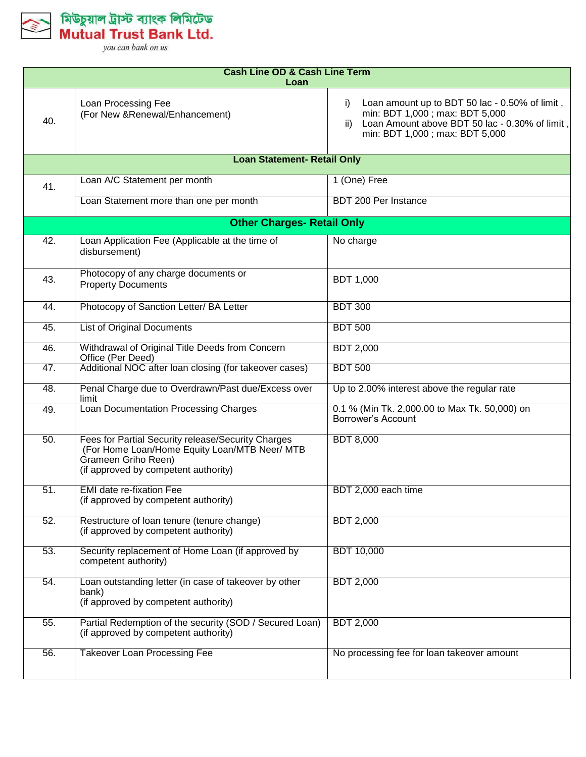মিউচুয়াল ট্রাস্ট ব্যাংক লিমিটেড
**Mutual Trust Bank Ltd.**
*you can bank on us*

| **Cash Line OD & Cash Line Term Loan** | | |
|---|---|---|
| 40. | Loan Processing Fee (For New &Renewal/Enhancement) | i) Loan amount up to BDT 50 lac - 0.50% of limit , min: BDT 1,000 ; max: BDT 5,000<br>ii) Loan Amount above BDT 50 lac - 0.30% of limit , min: BDT 1,000 ; max: BDT 5,000 |
| **Loan Statement- Retail Only** | | |
| 41. | Loan A/C Statement per month | 1 (One) Free |
| | Loan Statement more than one per month | BDT 200 Per Instance |
| **Other Charges- Retail Only** | | |
| 42. | Loan Application Fee (Applicable at the time of disbursement) | No charge |
| 43. | Photocopy of any charge documents or Property Documents | BDT 1,000 |
| 44. | Photocopy of Sanction Letter/ BA Letter | BDT 300 |
| 45. | List of Original Documents | BDT 500 |
| 46. | Withdrawal of Original Title Deeds from Concern Office (Per Deed) | BDT 2,000 |
| 47. | Additional NOC after loan closing (for takeover cases) | BDT 500 |
| 48. | Penal Charge due to Overdrawn/Past due/Excess over limit | Up to 2.00% interest above the regular rate |
| 49. | Loan Documentation Processing Charges | 0.1 % (Min Tk. 2,000.00 to Max Tk. 50,000) on Borrower's Account |
| 50. | Fees for Partial Security release/Security Charges (For Home Loan/Home Equity Loan/MTB Neer/ MTB Grameen Griho Reen) (if approved by competent authority) | BDT 8,000 |
| 51. | EMI date re-fixation Fee (if approved by competent authority) | BDT 2,000 each time |
| 52. | Restructure of loan tenure (tenure change) (if approved by competent authority) | BDT 2,000 |
| 53. | Security replacement of Home Loan (if approved by competent authority) | BDT 10,000 |
| 54. | Loan outstanding letter (in case of takeover by other bank) (if approved by competent authority) | BDT 2,000 |
| 55. | Partial Redemption of the security (SOD / Secured Loan) (if approved by competent authority) | BDT 2,000 |
| 56. | Takeover Loan Processing Fee | No processing fee for loan takeover amount |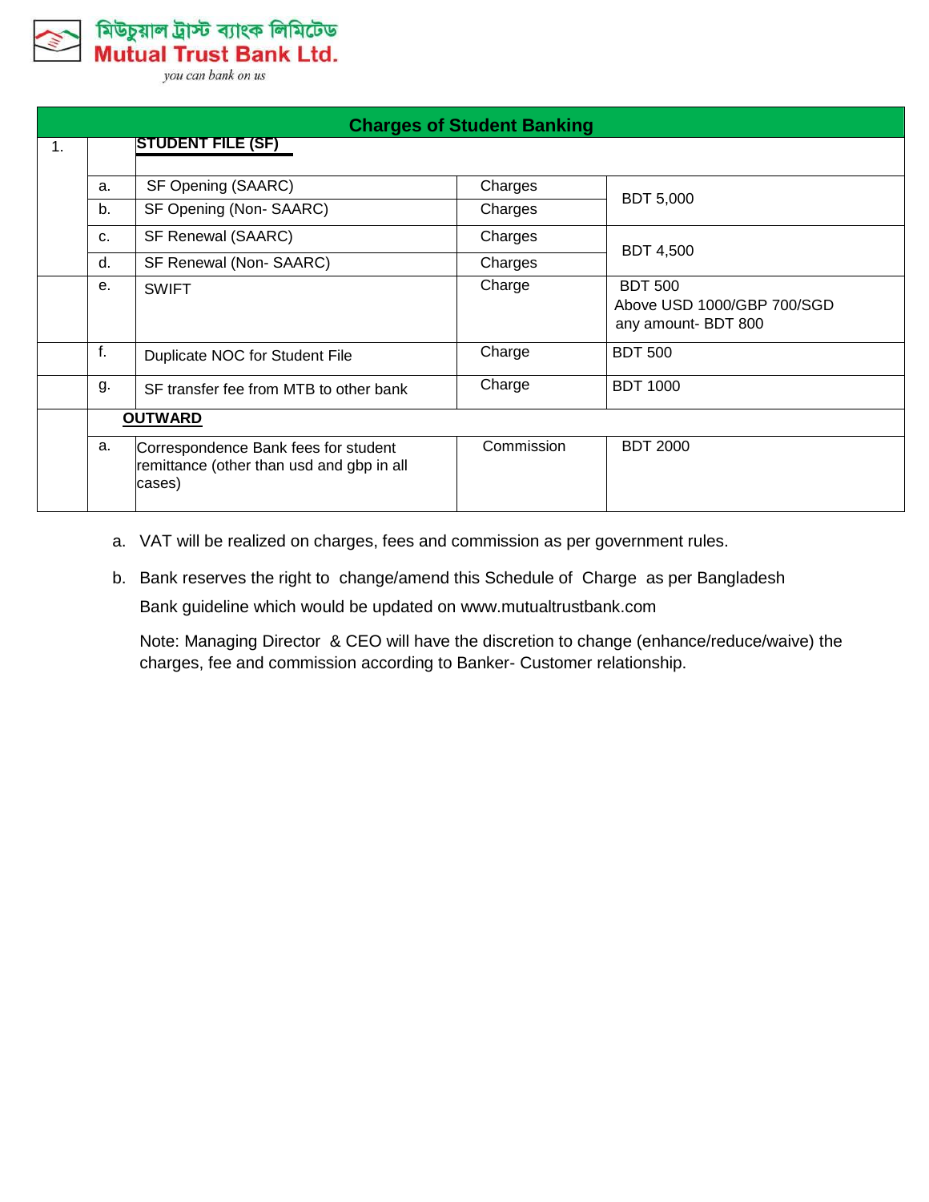মিউচুয়াল ট্রাস্ট ব্যাংক লিমিটেড
Mutual Trust Bank Ltd.
*you can bank on us*

| Charges of Student Banking | | | | |
|---|---|---|---|---|
| 1. | | **STUDENT FILE (SF)** | | |
| | a. | SF Opening (SAARC) | Charges | BDT 5,000 |
| | b. | SF Opening (Non- SAARC) | Charges | |
| | c. | SF Renewal (SAARC) | Charges | BDT 4,500 |
| | d. | SF Renewal (Non- SAARC) | Charges | |
| | e. | SWIFT | Charge | BDT 500<br>Above USD 1000/GBP 700/SGD any amount- BDT 800 |
| | f. | Duplicate NOC for Student File | Charge | BDT 500 |
| | g. | SF transfer fee from MTB to other bank | Charge | BDT 1000 |
| | **OUTWARD** | | | |
| | a. | Correspondence Bank fees for student remittance (other than usd and gbp in all cases) | Commission | BDT 2000 |

a. VAT will be realized on charges, fees and commission as per government rules.

b. Bank reserves the right to change/amend this Schedule of Charge as per Bangladesh Bank guideline which would be updated on www.mutualtrustbank.com

Note: Managing Director & CEO will have the discretion to change (enhance/reduce/waive) the charges, fee and commission according to Banker- Customer relationship.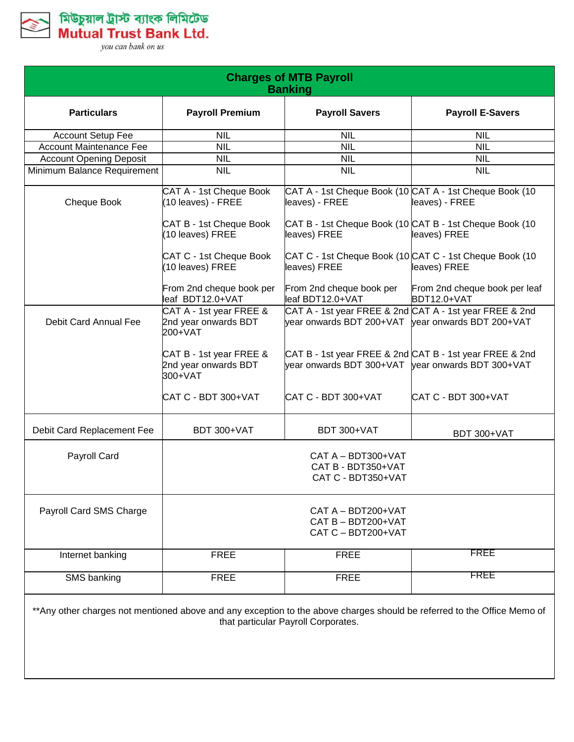মিউচুয়াল ট্রাস্ট ব্যাংক লিমিটেড
**Mutual Trust Bank Ltd.**
*you can bank on us*

## Charges of MTB Payroll Banking

| Particulars | Payroll Premium | Payroll Savers | Payroll E-Savers |
|---|---|---|---|
| Account Setup Fee | NIL | NIL | NIL |
| Account Maintenance Fee | NIL | NIL | NIL |
| Account Opening Deposit | NIL | NIL | NIL |
| Minimum Balance Requirement | NIL | NIL | NIL |
| Cheque Book | CAT A - 1st Cheque Book (10 leaves) - FREE<br><br>CAT B - 1st Cheque Book (10 leaves) FREE<br><br>CAT C - 1st Cheque Book (10 leaves) FREE<br><br>From 2nd cheque book per leaf BDT12.0+VAT | CAT A - 1st Cheque Book (10 leaves) - FREE<br><br>CAT B - 1st Cheque Book (10 leaves) FREE<br><br>CAT C - 1st Cheque Book (10 leaves) FREE<br><br>From 2nd cheque book per leaf BDT12.0+VAT | CAT A - 1st Cheque Book (10 leaves) - FREE<br><br>CAT B - 1st Cheque Book (10 leaves) FREE<br><br>CAT C - 1st Cheque Book (10 leaves) FREE<br><br>From 2nd cheque book per leaf BDT12.0+VAT |
| Debit Card Annual Fee | CAT A - 1st year FREE & 2nd year onwards BDT 200+VAT<br><br>CAT B - 1st year FREE & 2nd year onwards BDT 300+VAT<br><br>CAT C - BDT 300+VAT | CAT A - 1st year FREE & 2nd year onwards BDT 200+VAT<br><br>CAT B - 1st year FREE & 2nd year onwards BDT 300+VAT<br><br>CAT C - BDT 300+VAT | CAT A - 1st year FREE & 2nd year onwards BDT 200+VAT<br><br>CAT B - 1st year FREE & 2nd year onwards BDT 300+VAT<br><br>CAT C - BDT 300+VAT |
| Debit Card Replacement Fee | BDT 300+VAT | BDT 300+VAT | BDT 300+VAT |
| Payroll Card | CAT A – BDT300+VAT<br>CAT B - BDT350+VAT<br>CAT C - BDT350+VAT | | |
| Payroll Card SMS Charge | CAT A – BDT200+VAT<br>CAT B – BDT200+VAT<br>CAT C – BDT200+VAT | | |
| Internet banking | FREE | FREE | FREE |
| SMS banking | FREE | FREE | FREE |

**Any other charges not mentioned above and any exception to the above charges should be referred to the Office Memo of that particular Payroll Corporates.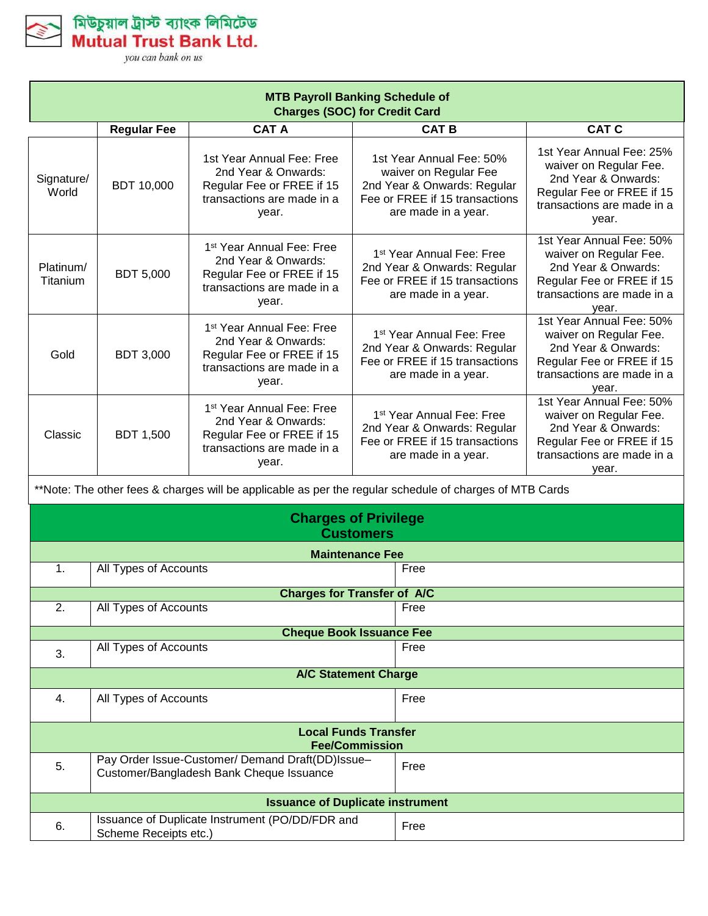মিউচুয়াল ট্রাস্ট ব্যাংক লিমিটেড
**Mutual Trust Bank Ltd.**
*you can bank on us*

| MTB Payroll Banking Schedule of Charges (SOC) for Credit Card | | | | |
|---|---|---|---|---|
| | **Regular Fee** | **CAT A** | **CAT B** | **CAT C** |
| Signature/ World | BDT 10,000 | 1st Year Annual Fee: Free 2nd Year & Onwards: Regular Fee or FREE if 15 transactions are made in a year. | 1st Year Annual Fee: 50% waiver on Regular Fee 2nd Year & Onwards: Regular Fee or FREE if 15 transactions are made in a year. | 1st Year Annual Fee: 25% waiver on Regular Fee. 2nd Year & Onwards: Regular Fee or FREE if 15 transactions are made in a year. |
| Platinum/ Titanium | BDT 5,000 | 1st Year Annual Fee: Free 2nd Year & Onwards: Regular Fee or FREE if 15 transactions are made in a year. | 1st Year Annual Fee: Free 2nd Year & Onwards: Regular Fee or FREE if 15 transactions are made in a year. | 1st Year Annual Fee: 50% waiver on Regular Fee. 2nd Year & Onwards: Regular Fee or FREE if 15 transactions are made in a year. |
| Gold | BDT 3,000 | 1st Year Annual Fee: Free 2nd Year & Onwards: Regular Fee or FREE if 15 transactions are made in a year. | 1st Year Annual Fee: Free 2nd Year & Onwards: Regular Fee or FREE if 15 transactions are made in a year. | 1st Year Annual Fee: 50% waiver on Regular Fee. 2nd Year & Onwards: Regular Fee or FREE if 15 transactions are made in a year. |
| Classic | BDT 1,500 | 1st Year Annual Fee: Free 2nd Year & Onwards: Regular Fee or FREE if 15 transactions are made in a year. | 1st Year Annual Fee: Free 2nd Year & Onwards: Regular Fee or FREE if 15 transactions are made in a year. | 1st Year Annual Fee: 50% waiver on Regular Fee. 2nd Year & Onwards: Regular Fee or FREE if 15 transactions are made in a year. |

**Note: The other fees & charges will be applicable as per the regular schedule of charges of MTB Cards

## Charges of Privilege Customers

| | | |
|---|---|---|
| | **Maintenance Fee** | |
| 1. | All Types of Accounts | Free |
| | **Charges for Transfer of A/C** | |
| 2. | All Types of Accounts | Free |
| | **Cheque Book Issuance Fee** | |
| 3. | All Types of Accounts | Free |
| | **A/C Statement Charge** | |
| 4. | All Types of Accounts | Free |
| | **Local Funds Transfer Fee/Commission** | |
| 5. | Pay Order Issue-Customer/ Demand Draft(DD)Issue–Customer/Bangladesh Bank Cheque Issuance | Free |
| | **Issuance of Duplicate instrument** | |
| 6. | Issuance of Duplicate Instrument (PO/DD/FDR and Scheme Receipts etc.) | Free |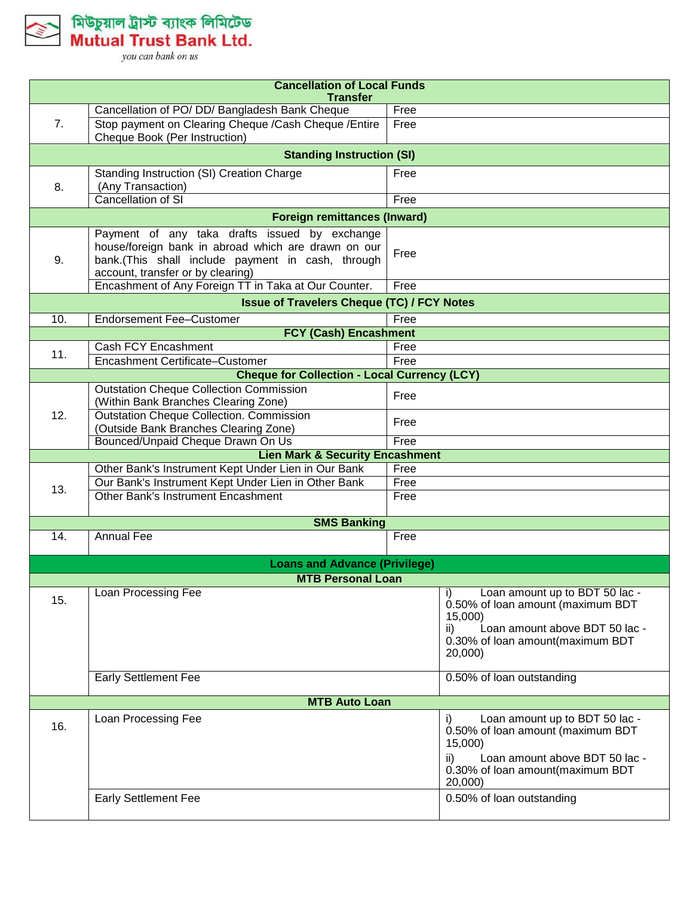| | Cancellation of Local Funds Transfer | |
|---|---|---|
| 7. | Cancellation of PO/ DD/ Bangladesh Bank Cheque | Free |
| | Stop payment on Clearing Cheque /Cash Cheque /Entire Cheque Book (Per Instruction) | Free |
| | **Standing Instruction (SI)** | |
| 8. | Standing Instruction (SI) Creation Charge (Any Transaction) | Free |
| | Cancellation of SI | Free |
| | **Foreign remittances (Inward)** | |
| 9. | Payment of any taka drafts issued by exchange house/foreign bank in abroad which are drawn on our bank.(This shall include payment in cash, through account, transfer or by clearing) | Free |
| | Encashment of Any Foreign TT in Taka at Our Counter. | Free |
| | **Issue of Travelers Cheque (TC) / FCY Notes** | |
| 10. | Endorsement Fee–Customer | Free |
| | **FCY (Cash) Encashment** | |
| 11. | Cash FCY Encashment | Free |
| | Encashment Certificate–Customer | Free |
| | **Cheque for Collection - Local Currency (LCY)** | |
| 12. | Outstation Cheque Collection Commission (Within Bank Branches Clearing Zone) | Free |
| | Outstation Cheque Collection. Commission (Outside Bank Branches Clearing Zone) | Free |
| | Bounced/Unpaid Cheque Drawn On Us | Free |
| | **Lien Mark & Security Encashment** | |
| 13. | Other Bank's Instrument Kept Under Lien in Our Bank | Free |
| | Our Bank's Instrument Kept Under Lien in Other Bank | Free |
| | Other Bank's Instrument Encashment | Free |
| | **SMS Banking** | |
| 14. | Annual Fee | Free |

| | Loans and Advance (Privilege) | |
|---|---|---|
| | **MTB Personal Loan** | |
| 15. | Loan Processing Fee | i) Loan amount up to BDT 50 lac - 0.50% of loan amount (maximum BDT 15,000)<br>ii) Loan amount above BDT 50 lac - 0.30% of loan amount(maximum BDT 20,000) |
| | Early Settlement Fee | 0.50% of loan outstanding |
| | **MTB Auto Loan** | |
| 16. | Loan Processing Fee | i) Loan amount up to BDT 50 lac - 0.50% of loan amount (maximum BDT 15,000)<br>ii) Loan amount above BDT 50 lac - 0.30% of loan amount(maximum BDT 20,000) |
| | Early Settlement Fee | 0.50% of loan outstanding |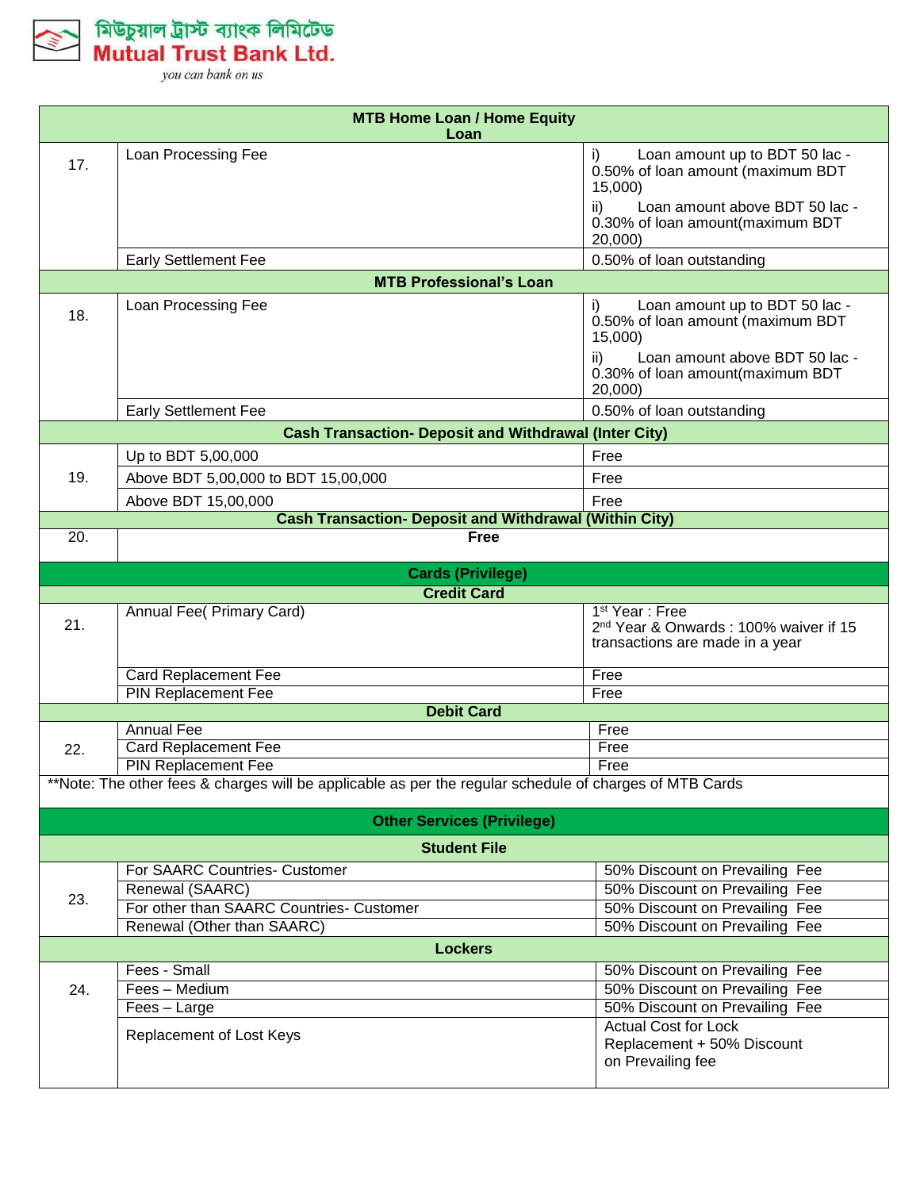মিউচুয়াল ট্রাস্ট ব্যাংক লিমিটেড
**Mutual Trust Bank Ltd.**
*you can bank on us*

| | | |
|---|---|---|
| | **MTB Home Loan / Home Equity Loan** | |
| 17. | Loan Processing Fee | i) Loan amount up to BDT 50 lac - 0.50% of loan amount (maximum BDT 15,000)<br>ii) Loan amount above BDT 50 lac - 0.30% of loan amount(maximum BDT 20,000) |
| | Early Settlement Fee | 0.50% of loan outstanding |
| | **MTB Professional's Loan** | |
| 18. | Loan Processing Fee | i) Loan amount up to BDT 50 lac - 0.50% of loan amount (maximum BDT 15,000)<br>ii) Loan amount above BDT 50 lac - 0.30% of loan amount(maximum BDT 20,000) |
| | Early Settlement Fee | 0.50% of loan outstanding |
| | **Cash Transaction- Deposit and Withdrawal (Inter City)** | |
| 19. | Up to BDT 5,00,000 | Free |
| | Above BDT 5,00,000 to BDT 15,00,000 | Free |
| | Above BDT 15,00,000 | Free |
| | **Cash Transaction- Deposit and Withdrawal (Within City)** | |
| 20. | **Free** | |
| | **Cards (Privilege)** | |
| | **Credit Card** | |
| 21. | Annual Fee( Primary Card) | 1st Year : Free<br>2nd Year & Onwards : 100% waiver if 15 transactions are made in a year |
| | Card Replacement Fee | Free |
| | PIN Replacement Fee | Free |
| | **Debit Card** | |
| 22. | Annual Fee | Free |
| | Card Replacement Fee | Free |
| | PIN Replacement Fee | Free |
| **Note: The other fees & charges will be applicable as per the regular schedule of charges of MTB Cards | | |
| | **Other Services (Privilege)** | |
| | **Student File** | |
| 23. | For SAARC Countries- Customer | 50% Discount on Prevailing Fee |
| | Renewal (SAARC) | 50% Discount on Prevailing Fee |
| | For other than SAARC Countries- Customer | 50% Discount on Prevailing Fee |
| | Renewal (Other than SAARC) | 50% Discount on Prevailing Fee |
| | **Lockers** | |
| 24. | Fees - Small | 50% Discount on Prevailing Fee |
| | Fees – Medium | 50% Discount on Prevailing Fee |
| | Fees – Large | 50% Discount on Prevailing Fee |
| | Replacement of Lost Keys | Actual Cost for Lock Replacement + 50% Discount on Prevailing fee |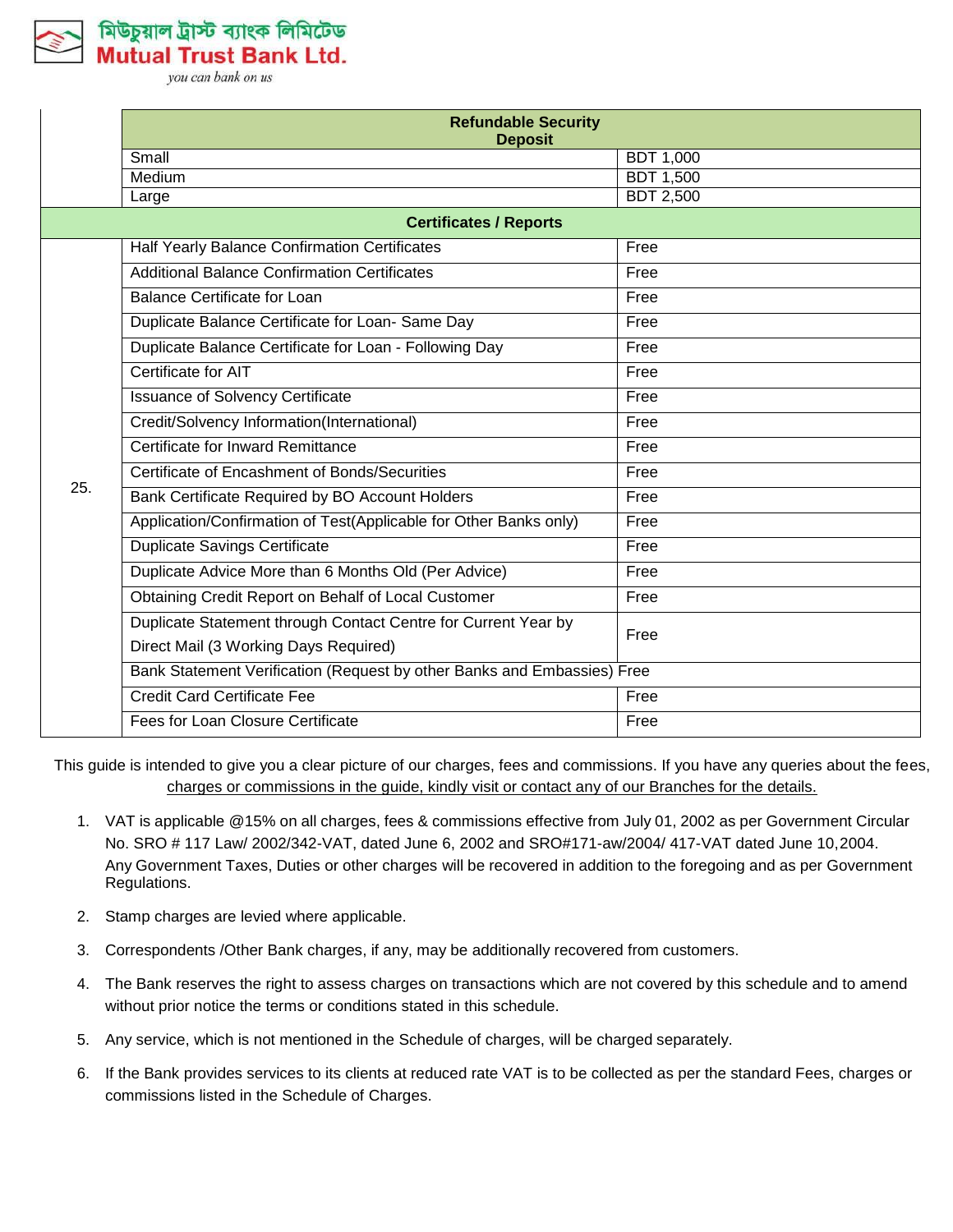| | Refundable Security Deposit | |
|---|---|---|
| | Small | BDT 1,000 |
| | Medium | BDT 1,500 |
| | Large | BDT 2,500 |
| | **Certificates / Reports** | |
| 25. | Half Yearly Balance Confirmation Certificates | Free |
| | Additional Balance Confirmation Certificates | Free |
| | Balance Certificate for Loan | Free |
| | Duplicate Balance Certificate for Loan- Same Day | Free |
| | Duplicate Balance Certificate for Loan - Following Day | Free |
| | Certificate for AIT | Free |
| | Issuance of Solvency Certificate | Free |
| | Credit/Solvency Information(International) | Free |
| | Certificate for Inward Remittance | Free |
| | Certificate of Encashment of Bonds/Securities | Free |
| | Bank Certificate Required by BO Account Holders | Free |
| | Application/Confirmation of Test(Applicable for Other Banks only) | Free |
| | Duplicate Savings Certificate | Free |
| | Duplicate Advice More than 6 Months Old (Per Advice) | Free |
| | Obtaining Credit Report on Behalf of Local Customer | Free |
| | Duplicate Statement through Contact Centre for Current Year by Direct Mail (3 Working Days Required) | Free |
| | Bank Statement Verification (Request by other Banks and Embassies) | Free |
| | Credit Card Certificate Fee | Free |
| | Fees for Loan Closure Certificate | Free |

This guide is intended to give you a clear picture of our charges, fees and commissions. If you have any queries about the fees, charges or commissions in the guide, kindly visit or contact any of our Branches for the details.

1. VAT is applicable @15% on all charges, fees & commissions effective from July 01, 2002 as per Government Circular No. SRO # 117 Law/ 2002/342-VAT, dated June 6, 2002 and SRO#171-aw/2004/ 417-VAT dated June 10,2004. Any Government Taxes, Duties or other charges will be recovered in addition to the foregoing and as per Government Regulations.
2. Stamp charges are levied where applicable.
3. Correspondents /Other Bank charges, if any, may be additionally recovered from customers.
4. The Bank reserves the right to assess charges on transactions which are not covered by this schedule and to amend without prior notice the terms or conditions stated in this schedule.
5. Any service, which is not mentioned in the Schedule of charges, will be charged separately.
6. If the Bank provides services to its clients at reduced rate VAT is to be collected as per the standard Fees, charges or commissions listed in the Schedule of Charges.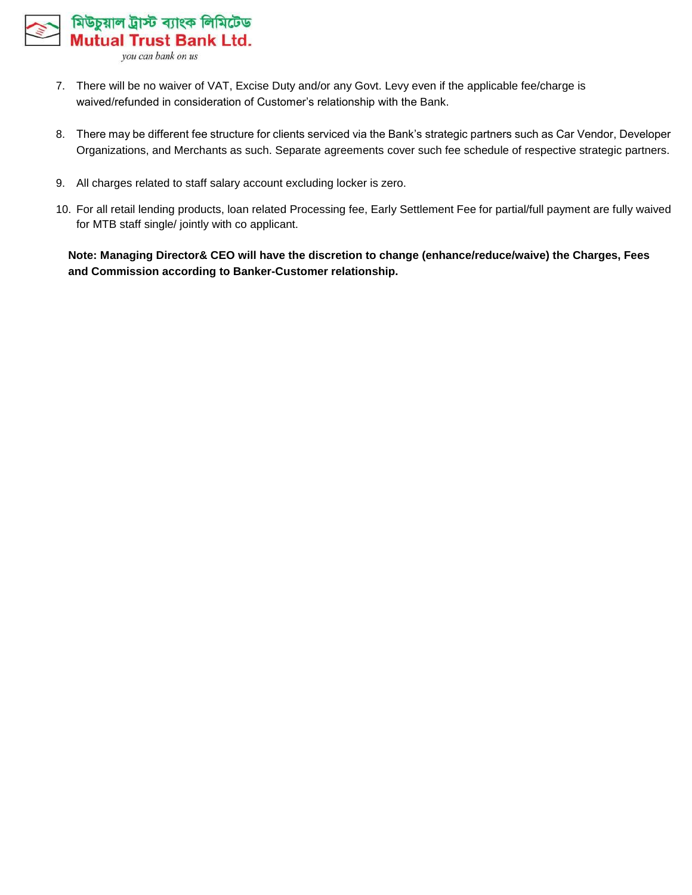7. There will be no waiver of VAT, Excise Duty and/or any Govt. Levy even if the applicable fee/charge is waived/refunded in consideration of Customer's relationship with the Bank.

8. There may be different fee structure for clients serviced via the Bank's strategic partners such as Car Vendor, Developer Organizations, and Merchants as such. Separate agreements cover such fee schedule of respective strategic partners.

9. All charges related to staff salary account excluding locker is zero.

10. For all retail lending products, loan related Processing fee, Early Settlement Fee for partial/full payment are fully waived for MTB staff single/ jointly with co applicant.

**Note: Managing Director& CEO will have the discretion to change (enhance/reduce/waive) the Charges, Fees and Commission according to Banker-Customer relationship.**